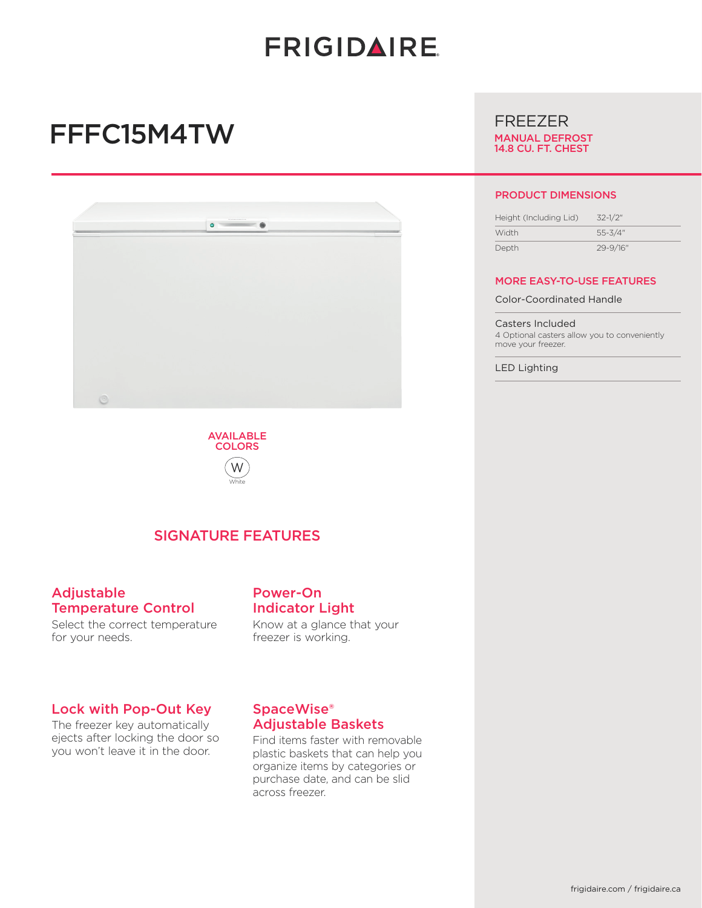# FRIGIDAIRE

# FFFC15M4TW

## FREEZER

**MANUAL DEFROST**
**14.8 CU. FT. CHEST**

### PRODUCT DIMENSIONS

| | |
|---|---|
| Height (Including Lid) | 32-1/2" |
| Width | 55-3/4" |
| Depth | 29-9/16" |

### MORE EASY-TO-USE FEATURES

Color-Coordinated Handle

Casters Included
4 Optional casters allow you to conveniently move your freezer.

LED Lighting

### AVAILABLE COLORS

W
White

## SIGNATURE FEATURES

### Adjustable Temperature Control

Select the correct temperature for your needs.

### Power-On Indicator Light

Know at a glance that your freezer is working.

### Lock with Pop-Out Key

The freezer key automatically ejects after locking the door so you won't leave it in the door.

### SpaceWise® Adjustable Baskets

Find items faster with removable plastic baskets that can help you organize items by categories or purchase date, and can be slid across freezer.

frigidaire.com / frigidaire.ca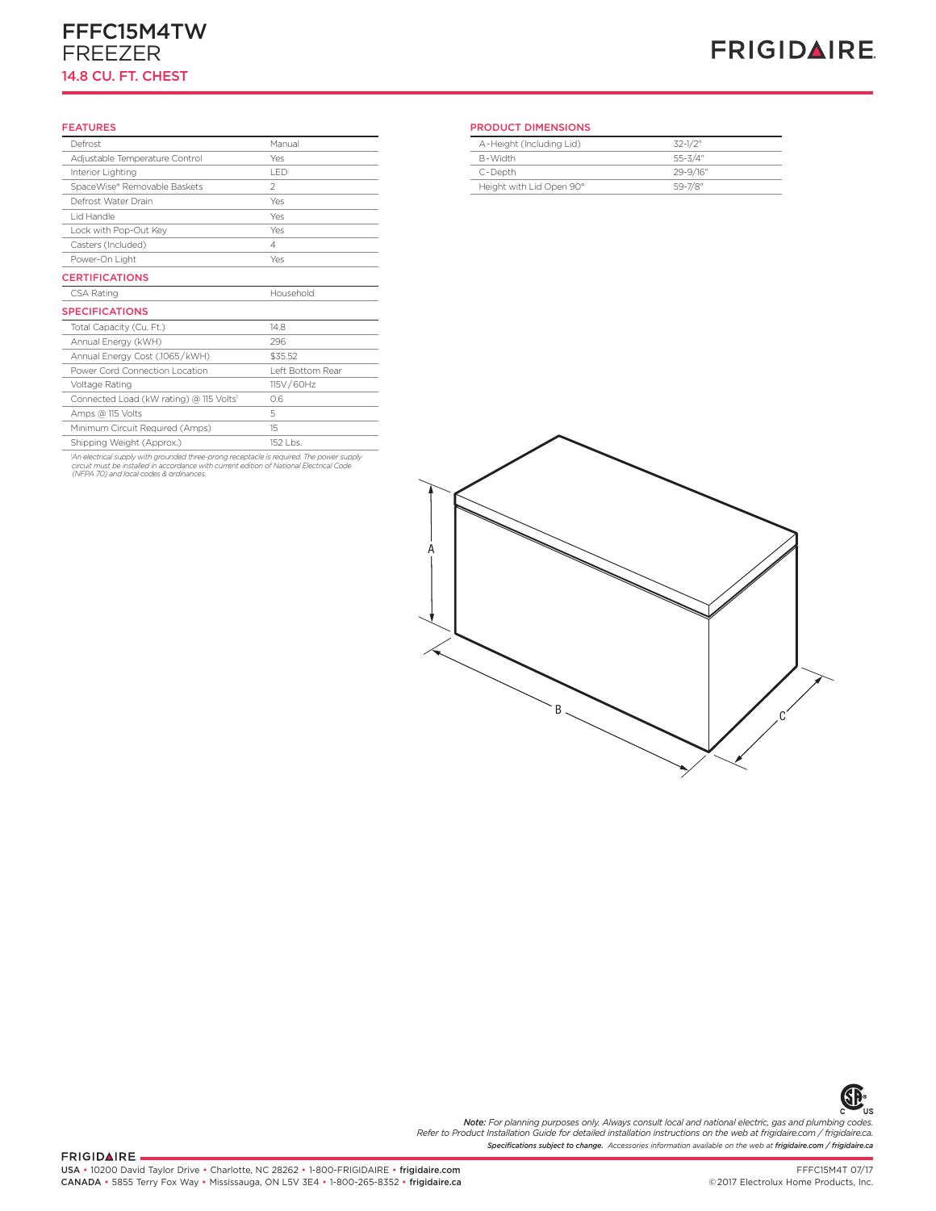# FFFC15M4TW

## FREEZER

### 14.8 CU. FT. CHEST

FRIGIDAIRE

## FEATURES

| | |
|---|---|
| Defrost | Manual |
| Adjustable Temperature Control | Yes |
| Interior Lighting | LED |
| SpaceWise® Removable Baskets | 2 |
| Defrost Water Drain | Yes |
| Lid Handle | Yes |
| Lock with Pop-Out Key | Yes |
| Casters (Included) | 4 |
| Power-On Light | Yes |

## CERTIFICATIONS

| | |
|---|---|
| CSA Rating | Household |

## SPECIFICATIONS

| | |
|---|---|
| Total Capacity (Cu. Ft.) | 14.8 |
| Annual Energy (kWH) | 296 |
| Annual Energy Cost (.1065/kWH) | $35.52 |
| Power Cord Connection Location | Left Bottom Rear |
| Voltage Rating | 115V/60Hz |
| Connected Load (kW rating) @ 115 Volts[1] | 0.6 |
| Amps @ 115 Volts | 5 |
| Minimum Circuit Required (Amps) | 15 |
| Shipping Weight (Approx.) | 152 Lbs. |

*[1]An electrical supply with grounded three-prong receptacle is required. The power supply circuit must be installed in accordance with current edition of National Electrical Code (NFPA 70) and local codes & ordinances.*

## PRODUCT DIMENSIONS

| | |
|---|---|
| A-Height (Including Lid) | 32-1/2" |
| B-Width | 55-3/4" |
| C-Depth | 29-9/16" |
| Height with Lid Open 90° | 59-7/8" |

A

B

C

***Note:** For planning purposes only. Always consult local and national electric, gas and plumbing codes. Refer to Product Installation Guide for detailed installation instructions on the web at frigidaire.com / frigidaire.ca.*

***Specifications subject to change.** Accessories information available on the web at **frigidaire.com / frigidaire.ca***

FRIGIDAIRE

USA • 10200 David Taylor Drive • Charlotte, NC 28262 • 1-800-FRIGIDAIRE • **frigidaire.com**

CANADA • 5855 Terry Fox Way • Mississauga, ON L5V 3E4 • 1-800-265-8352 • **frigidaire.ca**

FFFC15M4T 07/17

©2017 Electrolux Home Products, Inc.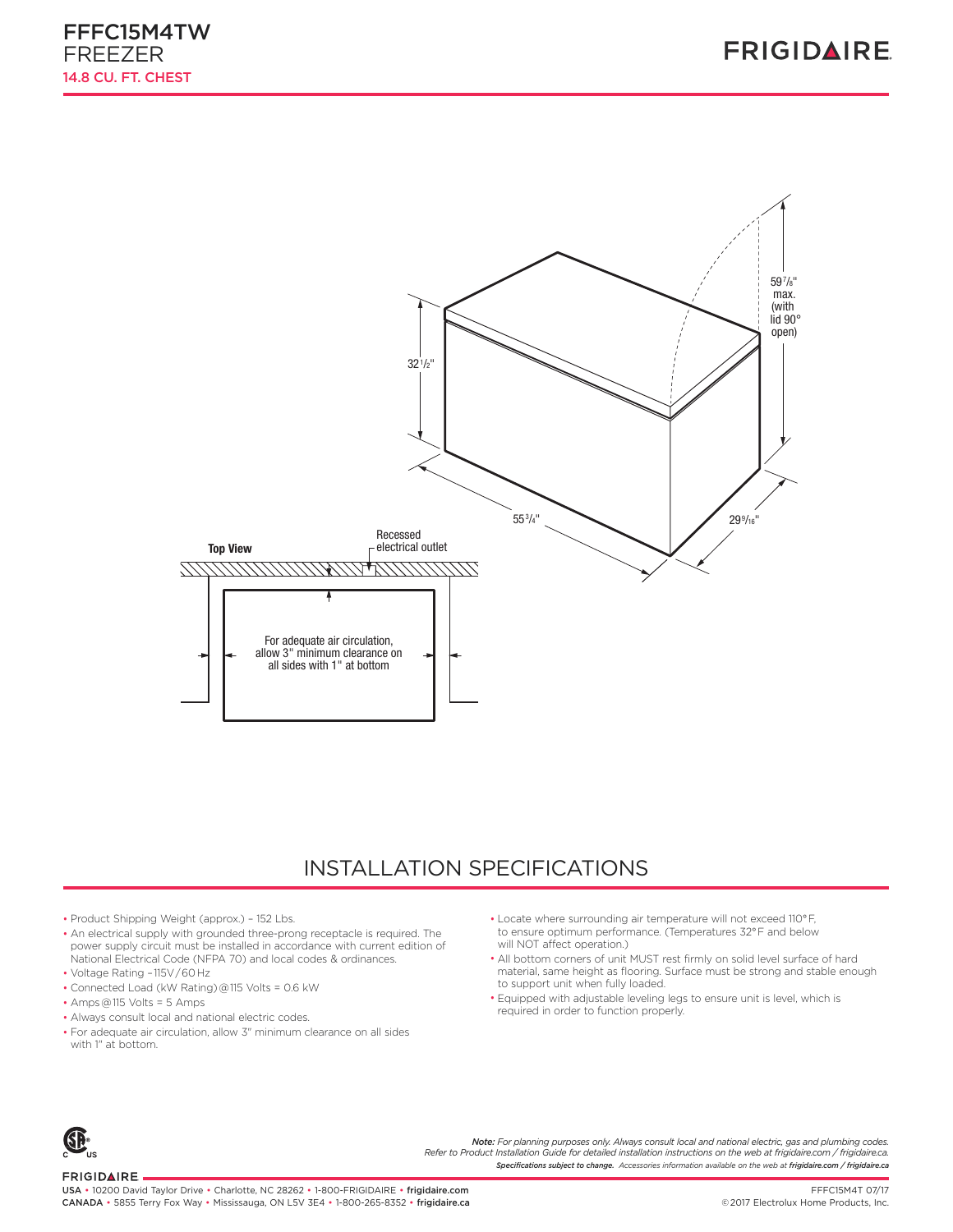FFFC15M4TW
FREEZER
14.8 CU. FT. CHEST

FRIGIDAIRE

32 1/2"

59 7/8" max. (with lid 90° open)

55 3/4"

29 9/16"

Top View

Recessed electrical outlet

For adequate air circulation, allow 3" minimum clearance on all sides with 1" at bottom

## INSTALLATION SPECIFICATIONS

- Product Shipping Weight (approx.) – 152 Lbs.
- An electrical supply with grounded three-prong receptacle is required. The power supply circuit must be installed in accordance with current edition of National Electrical Code (NFPA 70) and local codes & ordinances.
- Voltage Rating –115V / 60 Hz
- Connected Load (kW Rating) @ 115 Volts = 0.6 kW
- Amps @ 115 Volts = 5 Amps
- Always consult local and national electric codes.
- For adequate air circulation, allow 3" minimum clearance on all sides with 1" at bottom.
- Locate where surrounding air temperature will not exceed 110°F, to ensure optimum performance. (Temperatures 32°F and below will NOT affect operation.)
- All bottom corners of unit MUST rest firmly on solid level surface of hard material, same height as flooring. Surface must be strong and stable enough to support unit when fully loaded.
- Equipped with adjustable leveling legs to ensure unit is level, which is required in order to function properly.

***Note:*** *For planning purposes only. Always consult local and national electric, gas and plumbing codes. Refer to Product Installation Guide for detailed installation instructions on the web at frigidaire.com / frigidaire.ca.*

***Specifications subject to change.*** *Accessories information available on the web at **frigidaire.com / frigidaire.ca***

FRIGIDAIRE

USA • 10200 David Taylor Drive • Charlotte, NC 28262 • 1-800-FRIGIDAIRE • **frigidaire.com**
CANADA • 5855 Terry Fox Way • Mississauga, ON L5V 3E4 • 1-800-265-8352 • **frigidaire.ca**

FFFC15M4T 07/17
©2017 Electrolux Home Products, Inc.